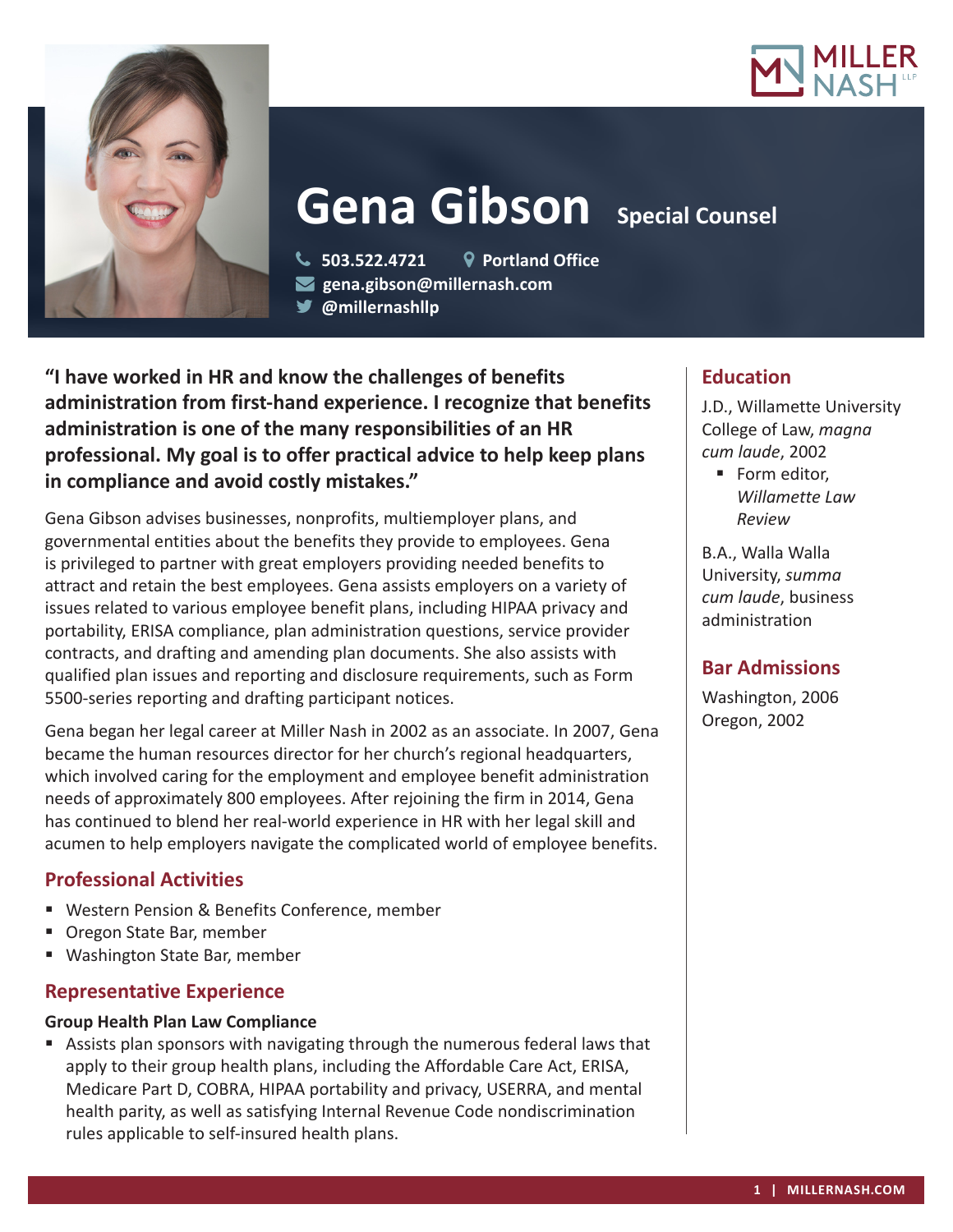# Gena Gibson

**Special Counsel**

503.522.4721
Portland Office
gena.gibson@millernash.com
@millernashllp

**"I have worked in HR and know the challenges of benefits administration from first-hand experience. I recognize that benefits administration is one of the many responsibilities of an HR professional. My goal is to offer practical advice to help keep plans in compliance and avoid costly mistakes."**

Gena Gibson advises businesses, nonprofits, multiemployer plans, and governmental entities about the benefits they provide to employees. Gena is privileged to partner with great employers providing needed benefits to attract and retain the best employees. Gena assists employers on a variety of issues related to various employee benefit plans, including HIPAA privacy and portability, ERISA compliance, plan administration questions, service provider contracts, and drafting and amending plan documents. She also assists with qualified plan issues and reporting and disclosure requirements, such as Form 5500-series reporting and drafting participant notices.

Gena began her legal career at Miller Nash in 2002 as an associate. In 2007, Gena became the human resources director for her church's regional headquarters, which involved caring for the employment and employee benefit administration needs of approximately 800 employees. After rejoining the firm in 2014, Gena has continued to blend her real-world experience in HR with her legal skill and acumen to help employers navigate the complicated world of employee benefits.

## Professional Activities

- Western Pension & Benefits Conference, member
- Oregon State Bar, member
- Washington State Bar, member

## Representative Experience

**Group Health Plan Law Compliance**

- Assists plan sponsors with navigating through the numerous federal laws that apply to their group health plans, including the Affordable Care Act, ERISA, Medicare Part D, COBRA, HIPAA portability and privacy, USERRA, and mental health parity, as well as satisfying Internal Revenue Code nondiscrimination rules applicable to self-insured health plans.

## Education

J.D., Willamette University College of Law, *magna cum laude*, 2002

- Form editor, *Willamette Law Review*

B.A., Walla Walla University, *summa cum laude*, business administration

## Bar Admissions

Washington, 2006
Oregon, 2002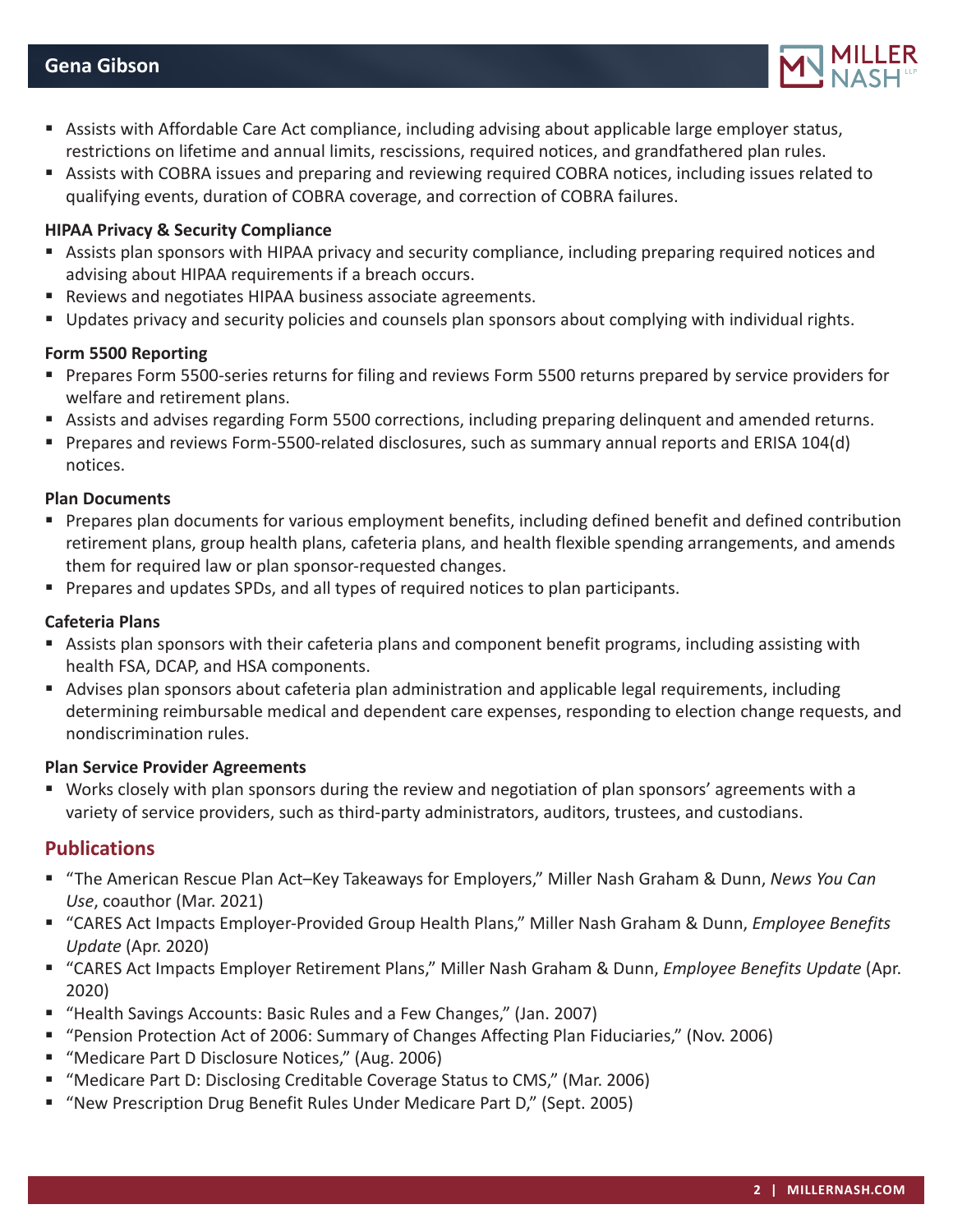- Assists with Affordable Care Act compliance, including advising about applicable large employer status, restrictions on lifetime and annual limits, rescissions, required notices, and grandfathered plan rules.
- Assists with COBRA issues and preparing and reviewing required COBRA notices, including issues related to qualifying events, duration of COBRA coverage, and correction of COBRA failures.

**HIPAA Privacy & Security Compliance**

- Assists plan sponsors with HIPAA privacy and security compliance, including preparing required notices and advising about HIPAA requirements if a breach occurs.
- Reviews and negotiates HIPAA business associate agreements.
- Updates privacy and security policies and counsels plan sponsors about complying with individual rights.

**Form 5500 Reporting**

- Prepares Form 5500-series returns for filing and reviews Form 5500 returns prepared by service providers for welfare and retirement plans.
- Assists and advises regarding Form 5500 corrections, including preparing delinquent and amended returns.
- Prepares and reviews Form-5500-related disclosures, such as summary annual reports and ERISA 104(d) notices.

**Plan Documents**

- Prepares plan documents for various employment benefits, including defined benefit and defined contribution retirement plans, group health plans, cafeteria plans, and health flexible spending arrangements, and amends them for required law or plan sponsor-requested changes.
- Prepares and updates SPDs, and all types of required notices to plan participants.

**Cafeteria Plans**

- Assists plan sponsors with their cafeteria plans and component benefit programs, including assisting with health FSA, DCAP, and HSA components.
- Advises plan sponsors about cafeteria plan administration and applicable legal requirements, including determining reimbursable medical and dependent care expenses, responding to election change requests, and nondiscrimination rules.

**Plan Service Provider Agreements**

- Works closely with plan sponsors during the review and negotiation of plan sponsors' agreements with a variety of service providers, such as third-party administrators, auditors, trustees, and custodians.

## Publications

- "The American Rescue Plan Act–Key Takeaways for Employers," Miller Nash Graham & Dunn, *News You Can Use*, coauthor (Mar. 2021)
- "CARES Act Impacts Employer-Provided Group Health Plans," Miller Nash Graham & Dunn, *Employee Benefits Update* (Apr. 2020)
- "CARES Act Impacts Employer Retirement Plans," Miller Nash Graham & Dunn, *Employee Benefits Update* (Apr. 2020)
- "Health Savings Accounts: Basic Rules and a Few Changes," (Jan. 2007)
- "Pension Protection Act of 2006: Summary of Changes Affecting Plan Fiduciaries," (Nov. 2006)
- "Medicare Part D Disclosure Notices," (Aug. 2006)
- "Medicare Part D: Disclosing Creditable Coverage Status to CMS," (Mar. 2006)
- "New Prescription Drug Benefit Rules Under Medicare Part D," (Sept. 2005)